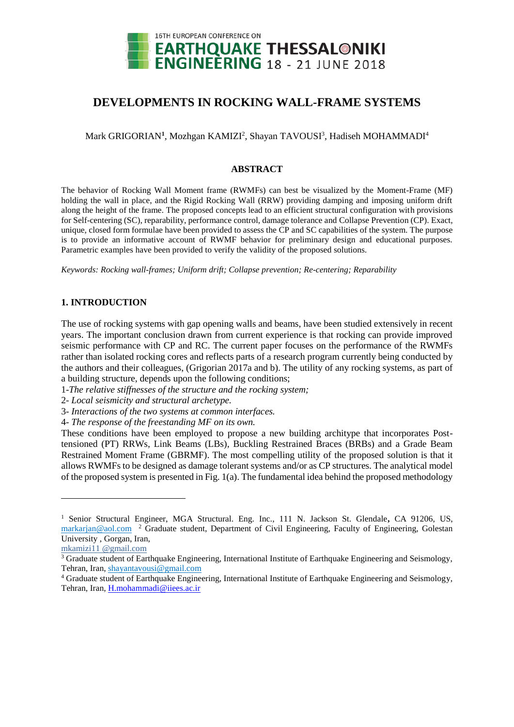# DEVELOPMENTS IN ROCKING WALL-FRAME SYSTEMS

Mark GRIGORIAN[1], Mozhgan KAMIZI[2], Shayan TAVOUSI[3], Hadiseh MOHAMMADI[4]

## ABSTRACT

The behavior of Rocking Wall Moment frame (RWMFs) can best be visualized by the Moment-Frame (MF) holding the wall in place, and the Rigid Rocking Wall (RRW) providing damping and imposing uniform drift along the height of the frame. The proposed concepts lead to an efficient structural configuration with provisions for Self-centering (SC), reparability, performance control, damage tolerance and Collapse Prevention (CP). Exact, unique, closed form formulae have been provided to assess the CP and SC capabilities of the system. The purpose is to provide an informative account of RWMF behavior for preliminary design and educational purposes. Parametric examples have been provided to verify the validity of the proposed solutions.

*Keywords: Rocking wall-frames; Uniform drift; Collapse prevention; Re-centering; Reparability*

## 1. INTRODUCTION

The use of rocking systems with gap opening walls and beams, have been studied extensively in recent years. The important conclusion drawn from current experience is that rocking can provide improved seismic performance with CP and RC. The current paper focuses on the performance of the RWMFs rather than isolated rocking cores and reflects parts of a research program currently being conducted by the authors and their colleagues, (Grigorian 2017a and b). The utility of any rocking systems, as part of a building structure, depends upon the following conditions;

1-*The relative stiffnesses of the structure and the rocking system;*

2- *Local seismicity and structural archetype.*

3- *Interactions of the two systems at common interfaces.*

4- *The response of the freestanding MF on its own.*

These conditions have been employed to propose a new building architype that incorporates Post-tensioned (PT) RRWs, Link Beams (LBs), Buckling Restrained Braces (BRBs) and a Grade Beam Restrained Moment Frame (GBRMF). The most compelling utility of the proposed solution is that it allows RWMFs to be designed as damage tolerant systems and/or as CP structures. The analytical model of the proposed system is presented in Fig. 1(a). The fundamental idea behind the proposed methodology

---

[1] Senior Structural Engineer, MGA Structural. Eng. Inc., 111 N. Jackson St. Glendale, CA 91206, US, markarjan@aol.com [2] Graduate student, Department of Civil Engineering, Faculty of Engineering, Golestan University , Gorgan, Iran, mkamizi11 @gmail.com

[3] Graduate student of Earthquake Engineering, International Institute of Earthquake Engineering and Seismology, Tehran, Iran, shayantavousi@gmail.com

[4] Graduate student of Earthquake Engineering, International Institute of Earthquake Engineering and Seismology, Tehran, Iran, H.mohammadi@iiees.ac.ir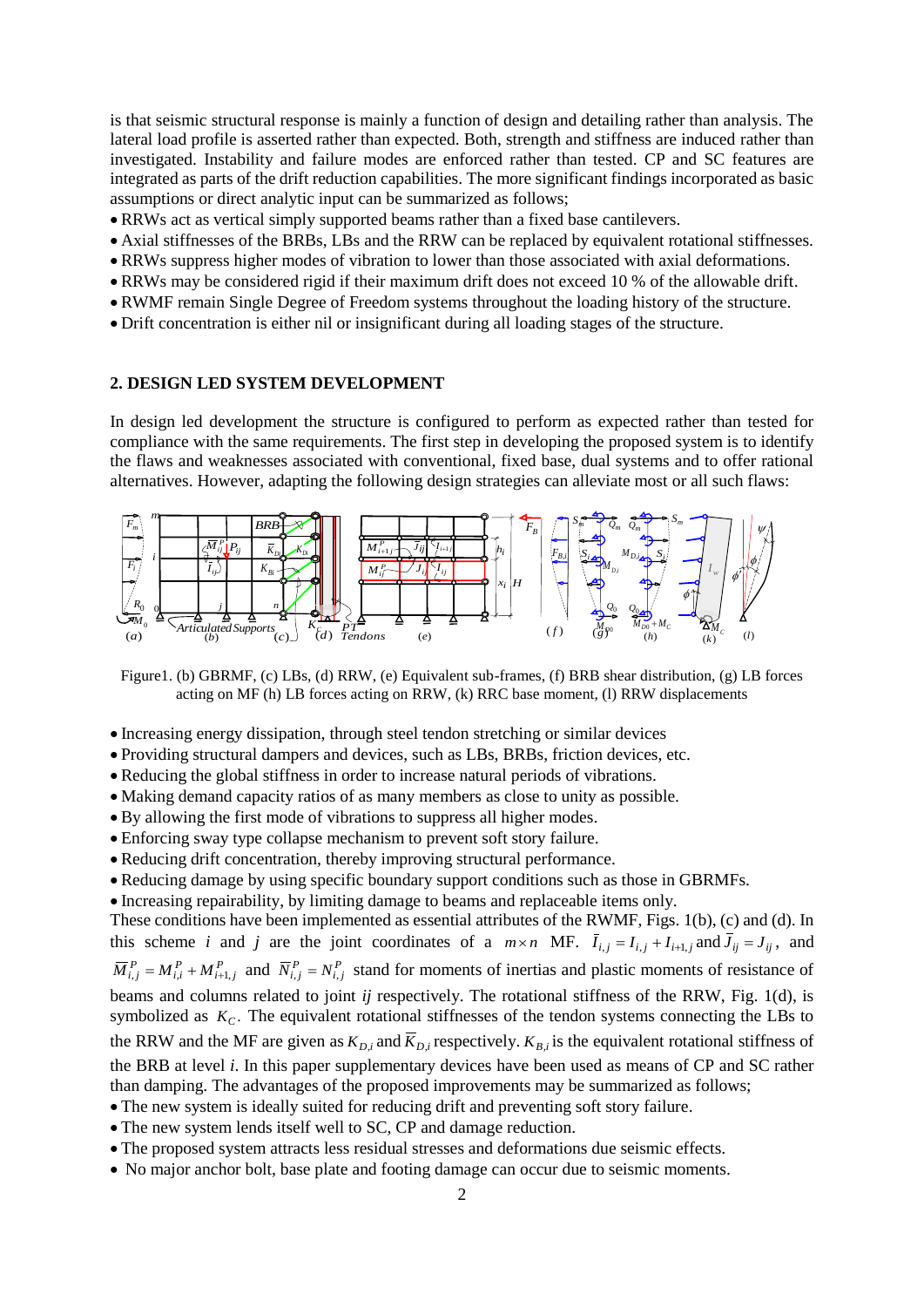is that seismic structural response is mainly a function of design and detailing rather than analysis. The lateral load profile is asserted rather than expected. Both, strength and stiffness are induced rather than investigated. Instability and failure modes are enforced rather than tested. CP and SC features are integrated as parts of the drift reduction capabilities. The more significant findings incorporated as basic assumptions or direct analytic input can be summarized as follows;

- RRWs act as vertical simply supported beams rather than a fixed base cantilevers.
- Axial stiffnesses of the BRBs, LBs and the RRW can be replaced by equivalent rotational stiffnesses.
- RRWs suppress higher modes of vibration to lower than those associated with axial deformations.
- RRWs may be considered rigid if their maximum drift does not exceed 10 % of the allowable drift.
- RWMF remain Single Degree of Freedom systems throughout the loading history of the structure.
- Drift concentration is either nil or insignificant during all loading stages of the structure.

## 2. DESIGN LED SYSTEM DEVELOPMENT

In design led development the structure is configured to perform as expected rather than tested for compliance with the same requirements. The first step in developing the proposed system is to identify the flaws and weaknesses associated with conventional, fixed base, dual systems and to offer rational alternatives. However, adapting the following design strategies can alleviate most or all such flaws:

Figure1. (b) GBRMF, (c) LBs, (d) RRW, (e) Equivalent sub-frames, (f) BRB shear distribution, (g) LB forces acting on MF (h) LB forces acting on RRW, (k) RRC base moment, (l) RRW displacements

- Increasing energy dissipation, through steel tendon stretching or similar devices
- Providing structural dampers and devices, such as LBs, BRBs, friction devices, etc.
- Reducing the global stiffness in order to increase natural periods of vibrations.
- Making demand capacity ratios of as many members as close to unity as possible.
- By allowing the first mode of vibrations to suppress all higher modes.
- Enforcing sway type collapse mechanism to prevent soft story failure.
- Reducing drift concentration, thereby improving structural performance.
- Reducing damage by using specific boundary support conditions such as those in GBRMFs.
- Increasing repairability, by limiting damage to beams and replaceable items only.

These conditions have been implemented as essential attributes of the RWMF, Figs. 1(b), (c) and (d). In this scheme $i$ and $j$ are the joint coordinates of a $m \times n$ MF. $\bar{I}_{i,j} = I_{i,j} + I_{i+1,j}$ and $\bar{J}_{ij} = J_{ij}$, and $\bar{M}^P_{i,j} = M^P_{i,j} + M^P_{i+1,j}$ and $\bar{N}^P_{i,j} = N^P_{i,j}$ stand for moments of inertias and plastic moments of resistance of beams and columns related to joint *ij* respectively. The rotational stiffness of the RRW, Fig. 1(d), is symbolized as $K_C$. The equivalent rotational stiffnesses of the tendon systems connecting the LBs to the RRW and the MF are given as $K_{D,i}$ and $\bar{K}_{D,i}$ respectively. $K_{B,i}$ is the equivalent rotational stiffness of the BRB at level *i*. In this paper supplementary devices have been used as means of CP and SC rather than damping. The advantages of the proposed improvements may be summarized as follows;

- The new system is ideally suited for reducing drift and preventing soft story failure.
- The new system lends itself well to SC, CP and damage reduction.
- The proposed system attracts less residual stresses and deformations due seismic effects.
- No major anchor bolt, base plate and footing damage can occur due to seismic moments.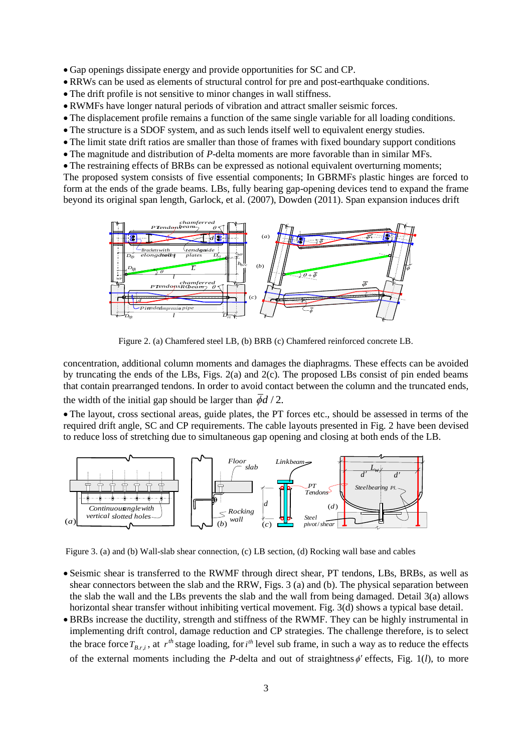- Gap openings dissipate energy and provide opportunities for SC and CP.
- RRWs can be used as elements of structural control for pre and post-earthquake conditions.
- The drift profile is not sensitive to minor changes in wall stiffness.
- RWMFs have longer natural periods of vibration and attract smaller seismic forces.
- The displacement profile remains a function of the same single variable for all loading conditions.
- The structure is a SDOF system, and as such lends itself well to equivalent energy studies.
- The limit state drift ratios are smaller than those of frames with fixed boundary support conditions
- The magnitude and distribution of *P*-delta moments are more favorable than in similar MFs.
- The restraining effects of BRBs can be expressed as notional equivalent overturning moments;

The proposed system consists of five essential components; In GBRMFs plastic hinges are forced to form at the ends of the grade beams. LBs, fully bearing gap-opening devices tend to expand the frame beyond its original span length, Garlock, et al. (2007), Dowden (2011). Span expansion induces drift

Figure 2. (a) Chamfered steel LB, (b) BRB (c) Chamfered reinforced concrete LB.

concentration, additional column moments and damages the diaphragms. These effects can be avoided by truncating the ends of the LBs, Figs. 2(a) and 2(c). The proposed LBs consist of pin ended beams that contain prearranged tendons. In order to avoid contact between the column and the truncated ends, the width of the initial gap should be larger than $\bar{\phi}d/2$.

- The layout, cross sectional areas, guide plates, the PT forces etc., should be assessed in terms of the required drift angle, SC and CP requirements. The cable layouts presented in Fig. 2 have been devised to reduce loss of stretching due to simultaneous gap opening and closing at both ends of the LB.

Figure 3. (a) and (b) Wall-slab shear connection, (c) LB section, (d) Rocking wall base and cables

- Seismic shear is transferred to the RWMF through direct shear, PT tendons, LBs, BRBs, as well as shear connectors between the slab and the RRW, Figs. 3 (a) and (b). The physical separation between the slab the wall and the LBs prevents the slab and the wall from being damaged. Detail 3(a) allows horizontal shear transfer without inhibiting vertical movement. Fig. 3(d) shows a typical base detail.
- BRBs increase the ductility, strength and stiffness of the RWMF. They can be highly instrumental in implementing drift control, damage reduction and CP strategies. The challenge therefore, is to select the brace force $T_{B,r,i}$, at $r^{th}$ stage loading, for $i^{th}$ level sub frame, in such a way as to reduce the effects of the external moments including the *P*-delta and out of straightness $\phi'$ effects, Fig. 1(*l*), to more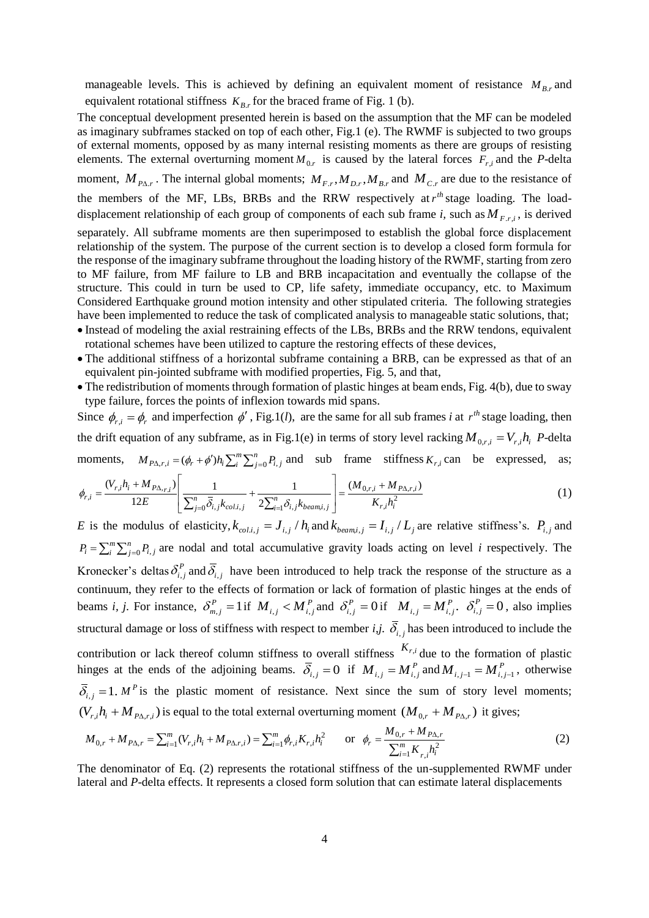manageable levels. This is achieved by defining an equivalent moment of resistance $M_{B.r}$ and equivalent rotational stiffness $K_{B.r}$ for the braced frame of Fig. 1 (b).

The conceptual development presented herein is based on the assumption that the MF can be modeled as imaginary subframes stacked on top of each other, Fig.1 (e). The RWMF is subjected to two groups of external moments, opposed by as many internal resisting moments as there are groups of resisting elements. The external overturning moment $M_{0.r}$ is caused by the lateral forces $F_{r,i}$ and the *P*-delta moment, $M_{P\Delta.r}$. The internal global moments; $M_{F.r}, M_{D.r}, M_{B.r}$ and $M_{C.r}$ are due to the resistance of the members of the MF, LBs, BRBs and the RRW respectively at $r^{th}$ stage loading. The load-displacement relationship of each group of components of each sub frame *i*, such as $M_{F.r,i}$, is derived separately. All subframe moments are then superimposed to establish the global force displacement relationship of the system. The purpose of the current section is to develop a closed form formula for the response of the imaginary subframe throughout the loading history of the RWMF, starting from zero to MF failure, from MF failure to LB and BRB incapacitation and eventually the collapse of the structure. This could in turn be used to CP, life safety, immediate occupancy, etc. to Maximum Considered Earthquake ground motion intensity and other stipulated criteria. The following strategies have been implemented to reduce the task of complicated analysis to manageable static solutions, that;

- Instead of modeling the axial restraining effects of the LBs, BRBs and the RRW tendons, equivalent rotational schemes have been utilized to capture the restoring effects of these devices,
- The additional stiffness of a horizontal subframe containing a BRB, can be expressed as that of an equivalent pin-jointed subframe with modified properties, Fig. 5, and that,
- The redistribution of moments through formation of plastic hinges at beam ends, Fig. 4(b), due to sway type failure, forces the points of inflexion towards mid spans.

Since $\phi_{r,i} = \phi_r$ and imperfection $\phi'$, Fig.1(*l*), are the same for all sub frames *i* at $r^{th}$ stage loading, then the drift equation of any subframe, as in Fig.1(e) in terms of story level racking $M_{0,r,i} = V_{r,i} h_i$ *P*-delta moments, $M_{P\Delta,r,i} = (\phi_r + \phi')h_i \sum_i^m \sum_{j=0}^n P_{i,j}$ and sub frame stiffness $K_{r,i}$ can be expressed, as;

$$\phi_{r,i} = \frac{(V_{r,i}h_i + M_{P\Delta,r,i})}{12E}\left[\frac{1}{\sum_{j=0}^n \bar{\delta}_{i,j} k_{col.i,j}} + \frac{1}{2\sum_{i=1}^n \delta_{i,j} k_{beam.i,j}}\right] = \frac{(M_{0,r,i} + M_{P\Delta,r,i})}{K_{r,i}h_i^2} \tag{1}$$

*E* is the modulus of elasticity, $k_{col.i,j} = J_{i,j}/h_i$ and $k_{beam.i,j} = I_{i,j}/L_j$ are relative stiffness's. $P_{i,j}$ and $P_i = \sum_i^m \sum_{j=0}^n P_{i,j}$ are nodal and total accumulative gravity loads acting on level *i* respectively. The Kronecker's deltas $\delta_{i,j}^P$ and $\bar{\delta}_{i,j}$ have been introduced to help track the response of the structure as a continuum, they refer to the effects of formation or lack of formation of plastic hinges at the ends of beams *i*, *j*. For instance, $\delta_{m,j}^P = 1$ if $M_{i,j} < M_{i,j}^P$ and $\delta_{i,j}^P = 0$ if $M_{i,j} = M_{i,j}^P$. $\delta_{i,j}^P = 0$, also implies structural damage or loss of stiffness with respect to member *i*,*j*. $\bar{\delta}_{i,j}$ has been introduced to include the contribution or lack thereof column stiffness to overall stiffness $K_{r,i}$ due to the formation of plastic hinges at the ends of the adjoining beams. $\bar{\delta}_{i,j} = 0$ if $M_{i,j} = M_{i,j}^P$ and $M_{i,j-1} = M_{i,j-1}^P$, otherwise $\bar{\delta}_{i,j} = 1$. $M^P$ is the plastic moment of resistance. Next since the sum of story level moments; $(V_{r,i}h_i + M_{P\Delta,r,i})$ is equal to the total external overturning moment $(M_{0,r} + M_{P\Delta,r})$ it gives;

$$M_{0,r} + M_{P\Delta,r} = \sum_{i=1}^m (V_{r,i}h_i + M_{P\Delta,r,i}) = \sum_{i=1}^m \phi_{r,i} K_{r,i} h_i^2 \quad \text{or} \quad \phi_r = \frac{M_{0,r} + M_{P\Delta,r}}{\sum_{i=1}^m K_{r,i} h_i^2} \tag{2}$$

The denominator of Eq. (2) represents the rotational stiffness of the un-supplemented RWMF under lateral and *P*-delta effects. It represents a closed form solution that can estimate lateral displacements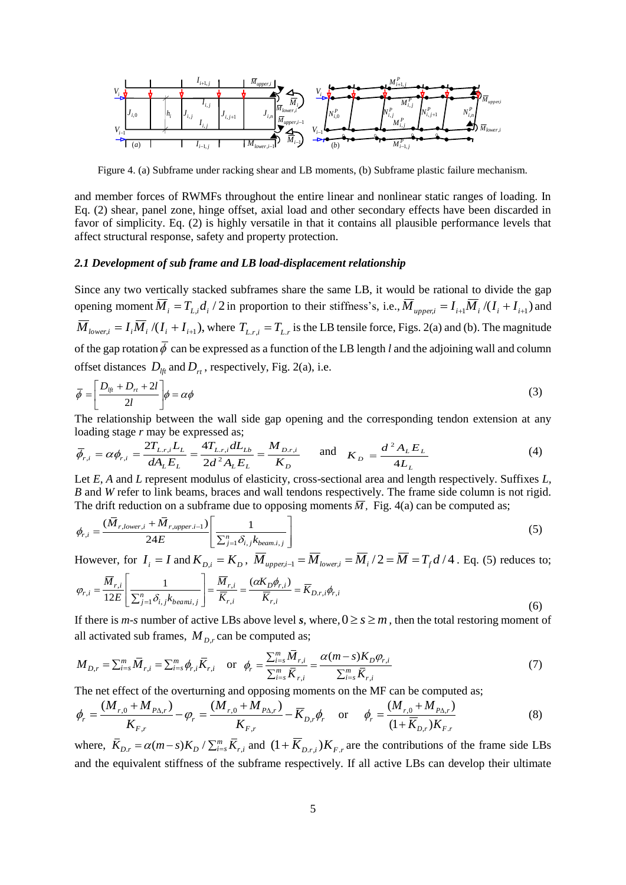Figure 4. (a) Subframe under racking shear and LB moments, (b) Subframe plastic failure mechanism.

and member forces of RWMFs throughout the entire linear and nonlinear static ranges of loading. In Eq. (2) shear, panel zone, hinge offset, axial load and other secondary effects have been discarded in favor of simplicity. Eq. (2) is highly versatile in that it contains all plausible performance levels that affect structural response, safety and property protection.

### *2.1 Development of sub frame and LB load-displacement relationship*

Since any two vertically stacked subframes share the same LB, it would be rational to divide the gap opening moment $\bar{M}_i = T_{L,i}d_i/2$ in proportion to their stiffness's, i.e., $\bar{M}_{upper,i} = I_{i+1}\bar{M}_i/(I_i + I_{i+1})$ and $\bar{M}_{lower,i} = I_i\bar{M}_i/(I_i + I_{i+1})$, where $T_{L.r,i} = T_{L.r}$ is the LB tensile force, Figs. 2(a) and (b). The magnitude of the gap rotation $\bar{\phi}$ can be expressed as a function of the LB length $l$ and the adjoining wall and column offset distances $D_{lft}$ and $D_{rt}$, respectively, Fig. 2(a), i.e.

$$\bar{\phi} = \left[\frac{D_{lft} + D_{rt} + 2l}{2l}\right]\phi = \alpha\phi \tag{3}$$

The relationship between the wall side gap opening and the corresponding tendon extension at any loading stage $r$ may be expressed as;

$$\bar{\phi}_{r,i} = \alpha\phi_{r,i} = \frac{2T_{L.r,i}L_L}{dA_LE_L} = \frac{4T_{L.r,i}dL_{Lb}}{2d^2A_LE_L} = \frac{M_{D.r,i}}{K_D} \quad \text{and} \quad K_D = \frac{d^2A_LE_L}{4L_L} \tag{4}$$

Let $E$, $A$ and $L$ represent modulus of elasticity, cross-sectional area and length respectively. Suffixes $L$, $B$ and $W$ refer to link beams, braces and wall tendons respectively. The frame side column is not rigid. The drift reduction on a subframe due to opposing moments $\bar{M}$, Fig. 4(a) can be computed as;

$$\phi_{r,i} = \frac{(\bar{M}_{r,lower,i} + \bar{M}_{r,upper.i-1})}{24E}\left[\frac{1}{\sum_{j=1}^{n}\delta_{i,j}k_{beam.i,j}}\right] \tag{5}$$

However, for $I_i = I$ and $K_{D,i} = K_D$, $\bar{M}_{upper,i-1} = \bar{M}_{lower,i} = \bar{M}_i/2 = \bar{M} = T_fd/4$. Eq. (5) reduces to;

$$\varphi_{r,i} = \frac{\bar{M}_{r,i}}{12E}\left[\frac{1}{\sum_{j=1}^{n}\delta_{i,j}k_{beami,j}}\right] = \frac{\bar{M}_{r,i}}{\bar{K}_{r,i}} = \frac{(\alpha K_D\phi_{r,i})}{\bar{K}_{r,i}} = \bar{K}_{D.r,i}\phi_{r,i} \tag{6}$$

If there is $m$-$s$ number of active LBs above level $s$, where, $0 \geq s \geq m$, then the total restoring moment of all activated sub frames, $M_{D,r}$ can be computed as;

$$M_{D,r} = \sum_{i=s}^{m}\bar{M}_{r,i} = \sum_{i=s}^{m}\phi_{r,i}\bar{K}_{r,i} \quad \text{or} \quad \phi_r = \frac{\sum_{i=s}^{m}\bar{M}_{r,i}}{\sum_{i=s}^{m}\bar{K}_{r,i}} = \frac{\alpha(m-s)K_D\varphi_{r,i}}{\sum_{i=s}^{m}\bar{K}_{r,i}} \tag{7}$$

The net effect of the overturning and opposing moments on the MF can be computed as;

$$\phi_r = \frac{(M_{r,0} + M_{P\Delta,r})}{K_{F,r}} - \varphi_r = \frac{(M_{r,0} + M_{P\Delta,r})}{K_{F,r}} - \bar{K}_{D,r}\phi_r \quad \text{or} \quad \phi_r = \frac{(M_{r,0} + M_{P\Delta,r})}{(1 + \bar{K}_{D,r})K_{F.r}} \tag{8}$$

where, $\bar{K}_{D.r} = \alpha(m-s)K_D/\sum_{i=s}^{m}\bar{K}_{r,i}$ and $(1 + \bar{K}_{D.r,i})K_{F.r}$ are the contributions of the frame side LBs and the equivalent stiffness of the subframe respectively. If all active LBs can develop their ultimate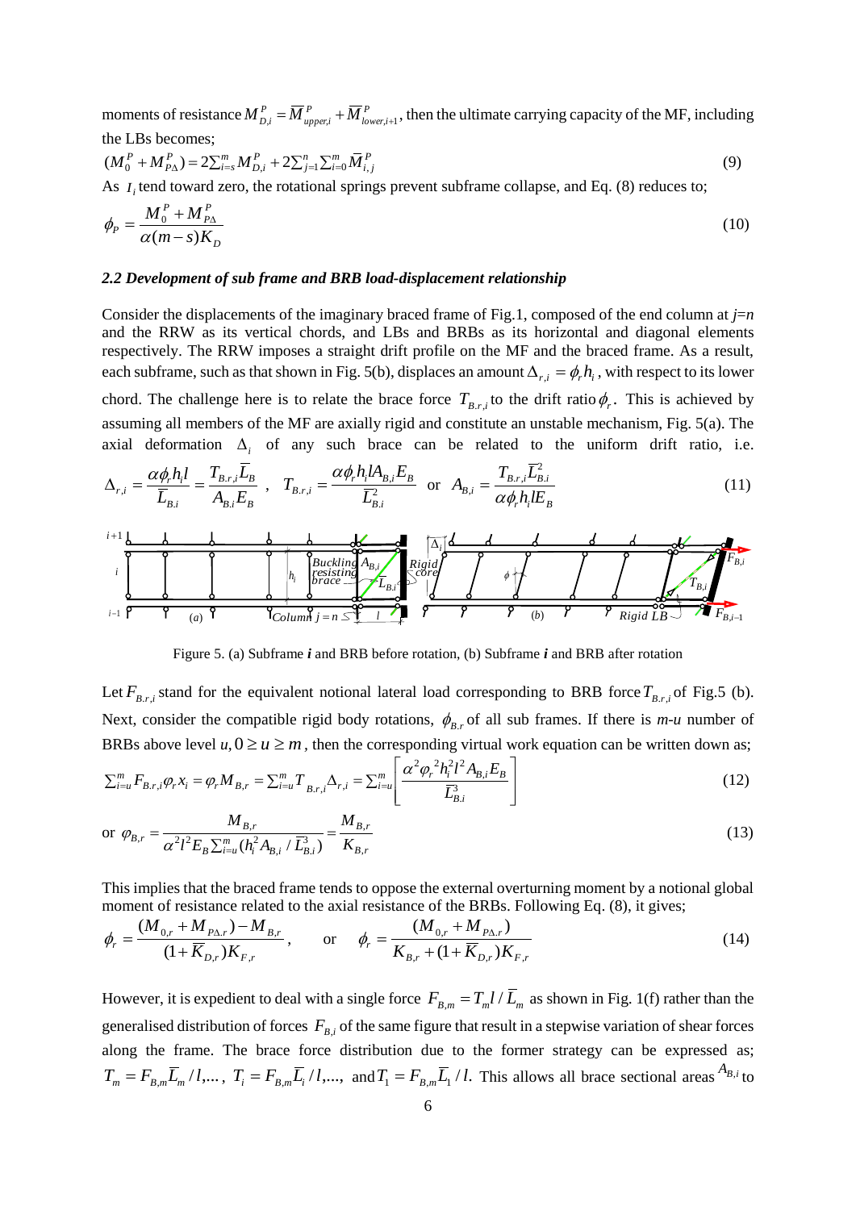moments of resistance $M^P_{D,i} = \overline{M}^P_{upper,i} + \overline{M}^P_{lower,i+1}$, then the ultimate carrying capacity of the MF, including the LBs becomes;

$$(M^P_0 + M^P_{P\Delta}) = 2\sum_{i=s}^{m} M^P_{D,i} + 2\sum_{j=1}^{n}\sum_{i=0}^{m} \overline{M}^P_{i,j} \tag{9}$$

As $I_i$ tend toward zero, the rotational springs prevent subframe collapse, and Eq. (8) reduces to;

$$\phi_P = \frac{M^P_0 + M^P_{P\Delta}}{\alpha(m-s)K_D} \tag{10}$$

### *2.2 Development of sub frame and BRB load-displacement relationship*

Consider the displacements of the imaginary braced frame of Fig.1, composed of the end column at $j=n$ and the RRW as its vertical chords, and LBs and BRBs as its horizontal and diagonal elements respectively. The RRW imposes a straight drift profile on the MF and the braced frame. As a result, each subframe, such as that shown in Fig. 5(b), displaces an amount $\Delta_{r,i} = \phi_r h_i$, with respect to its lower chord. The challenge here is to relate the brace force $T_{B.r,i}$ to the drift ratio $\phi_r$. This is achieved by assuming all members of the MF are axially rigid and constitute an unstable mechanism, Fig. 5(a). The axial deformation $\Delta_i$ of any such brace can be related to the uniform drift ratio, i.e.

$$\Delta_{r,i} = \frac{\alpha\phi_r h_i l}{\overline{L}_{B.i}} = \frac{T_{B.r,i}\overline{L}_B}{A_{B.i}E_B}\ , \quad T_{B.r,i} = \frac{\alpha\phi_r h_i l A_{B,i}E_B}{\overline{L}^2_{B.i}} \quad \text{or} \quad A_{B,i} = \frac{T_{B.r,i}\overline{L}^2_{B.i}}{\alpha\phi_r h_i l E_B} \tag{11}$$

Figure 5. (a) Subframe ***i*** and BRB before rotation, (b) Subframe ***i*** and BRB after rotation

Let $F_{B.r,i}$ stand for the equivalent notional lateral load corresponding to BRB force $T_{B.r,i}$ of Fig.5 (b). Next, consider the compatible rigid body rotations, $\phi_{B.r}$ of all sub frames. If there is *m-u* number of BRBs above level $u, 0 \geq u \geq m$, then the corresponding virtual work equation can be written down as;

$$\sum_{i=u}^{m} F_{B.r,i}\varphi_r x_i = \varphi_r M_{B,r} = \sum_{i=u}^{m} T_{B.r,i}\Delta_{r,i} = \sum_{i=u}^{m}\left[\frac{\alpha^2\varphi_r{}^2 h_i^2 l^2 A_{B,i}E_B}{\overline{L}^3_{B.i}}\right] \tag{12}$$

$$\text{or } \varphi_{B,r} = \frac{M_{B,r}}{\alpha^2 l^2 E_B \sum_{i=u}^{m}(h_i^2 A_{B,i}/\overline{L}^3_{B.i})} = \frac{M_{B,r}}{K_{B,r}} \tag{13}$$

This implies that the braced frame tends to oppose the external overturning moment by a notional global moment of resistance related to the axial resistance of the BRBs. Following Eq. (8), it gives;

$$\phi_r = \frac{(M_{0,r} + M_{P\Delta.r}) - M_{B,r}}{(1+\overline{K}_{D,r})K_{F,r}}, \qquad \text{or} \qquad \phi_r = \frac{(M_{0,r} + M_{P\Delta.r})}{K_{B,r} + (1+\overline{K}_{D,r})K_{F,r}} \tag{14}$$

However, it is expedient to deal with a single force $F_{B,m} = T_m l/\overline{L}_m$ as shown in Fig. 1(f) rather than the generalised distribution of forces $F_{B,i}$ of the same figure that result in a stepwise variation of shear forces along the frame. The brace force distribution due to the former strategy can be expressed as; $T_m = F_{B,m}\overline{L}_m/l,\ldots$, $T_i = F_{B,m}\overline{L}_i/l,\ldots$, and $T_1 = F_{B,m}\overline{L}_1/l$. This allows all brace sectional areas $A_{B,i}$ to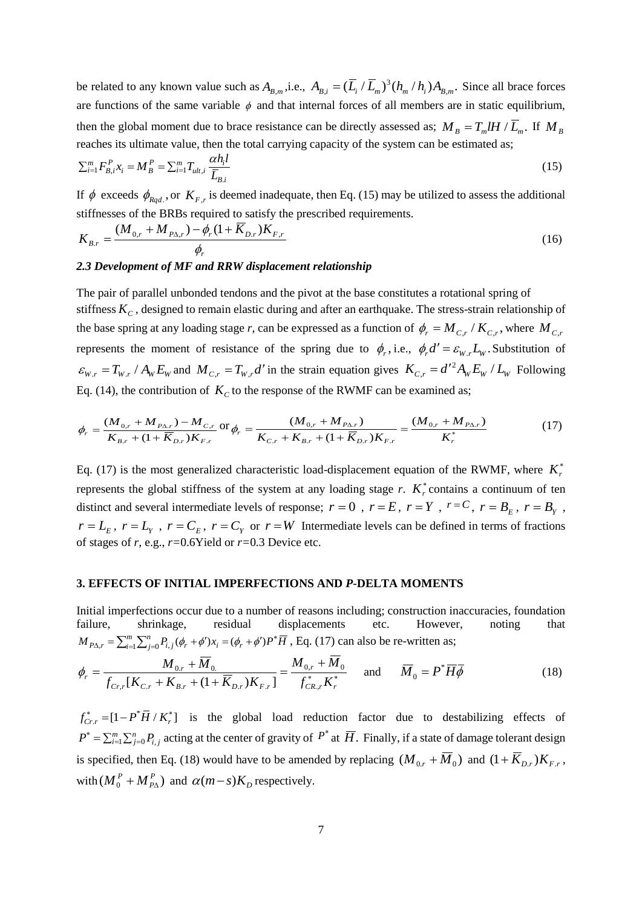be related to any known value such as $A_{B,m}$, i.e., $A_{B,i} = (\bar{L}_i / \bar{L}_m)^3 (h_m / h_i) A_{B,m}$. Since all brace forces are functions of the same variable $\phi$ and that internal forces of all members are in static equilibrium, then the global moment due to brace resistance can be directly assessed as; $M_B = T_m l H / \bar{L}_m$. If $M_B$ reaches its ultimate value, then the total carrying capacity of the system can be estimated as;

$$\sum_{i=1}^{m} F_{B,i}^{P} x_i = M_B^P = \sum_{i=1}^{m} T_{ult,i} \frac{\alpha h_i l}{\bar{L}_{B.i}} \tag{15}$$

If $\phi$ exceeds $\phi_{Rqd.}$, or $K_{F,r}$ is deemed inadequate, then Eq. (15) may be utilized to assess the additional stiffnesses of the BRBs required to satisfy the prescribed requirements.

$$K_{B.r} = \frac{(M_{0,r} + M_{P\Delta,r}) - \phi_r (1 + \bar{K}_{D.r}) K_{F,r}}{\phi_r} \tag{16}$$

### *2.3 Development of MF and RRW displacement relationship*

The pair of parallel unbonded tendons and the pivot at the base constitutes a rotational spring of stiffness $K_C$, designed to remain elastic during and after an earthquake. The stress-strain relationship of the base spring at any loading stage *r*, can be expressed as a function of $\phi_r = M_{C,r} / K_{C,r}$, where $M_{C,r}$ represents the moment of resistance of the spring due to $\phi_r$, i.e., $\phi_r d' = \varepsilon_{W.r} L_W$. Substitution of $\varepsilon_{W.r} = T_{W.r} / A_W E_W$ and $M_{C,r} = T_{W,r} d'$ in the strain equation gives $K_{C,r} = d'^2 A_W E_W / L_W$ Following Eq. (14), the contribution of $K_C$ to the response of the RWMF can be examined as;

$$\phi_r = \frac{(M_{0,r} + M_{P\Delta.r}) - M_{C.r}}{K_{B.r} + (1 + \bar{K}_{D.r}) K_{F.r}} \text{ or } \phi_r = \frac{(M_{0,r} + M_{P\Delta.r})}{K_{C.r} + K_{B.r} + (1 + \bar{K}_{D.r}) K_{F.r}} = \frac{(M_{0,r} + M_{P\Delta.r})}{K_r^*} \tag{17}$$

Eq. (17) is the most generalized characteristic load-displacement equation of the RWMF, where $K_r^*$ represents the global stiffness of the system at any loading stage *r*. $K_r^*$ contains a continuum of ten distinct and several intermediate levels of response; $r = 0$ , $r = E$, $r = Y$ , $r = C$, $r = B_E$ , $r = B_Y$ , $r = L_E$, $r = L_Y$ , $r = C_E$, $r = C_Y$ or $r = W$ Intermediate levels can be defined in terms of fractions of stages of *r*, e.g., *r*=0.6Yield or *r*=0.3 Device etc.

## 3. EFFECTS OF INITIAL IMPERFECTIONS AND *P*-DELTA MOMENTS

Initial imperfections occur due to a number of reasons including; construction inaccuracies, foundation failure, shrinkage, residual displacements etc. However, noting that $M_{P\Delta,r} = \sum_{i=1}^{m} \sum_{j=0}^{n} P_{i,j} (\phi_r + \phi') x_i = (\phi_r + \phi') P^* \bar{H}$ , Eq. (17) can also be re-written as;

$$\phi_r = \frac{M_{0.r} + \bar{M}_{0.}}{f_{Cr,r} [K_{C.r} + K_{B.r} + (1 + \bar{K}_{D.r}) K_{F.r}]} = \frac{M_{0,r} + \bar{M}_0}{f_{CR.,r}^* K_r^*} \quad \text{and} \quad \bar{M}_0 = P^* \bar{H} \bar{\phi} \tag{18}$$

$f_{Cr.r}^* = [1 - P^* \bar{H} / K_r^*]$ is the global load reduction factor due to destabilizing effects of $P^* = \sum_{i=1}^{m} \sum_{j=0}^{n} P_{i,j}$ acting at the center of gravity of $P^*$ at $\bar{H}$. Finally, if a state of damage tolerant design is specified, then Eq. (18) would have to be amended by replacing $(M_{0.r} + \bar{M}_0)$ and $(1 + \bar{K}_{D.r}) K_{F.r}$, with $(M_0^P + M_{P\Delta}^P)$ and $\alpha (m - s) K_D$ respectively.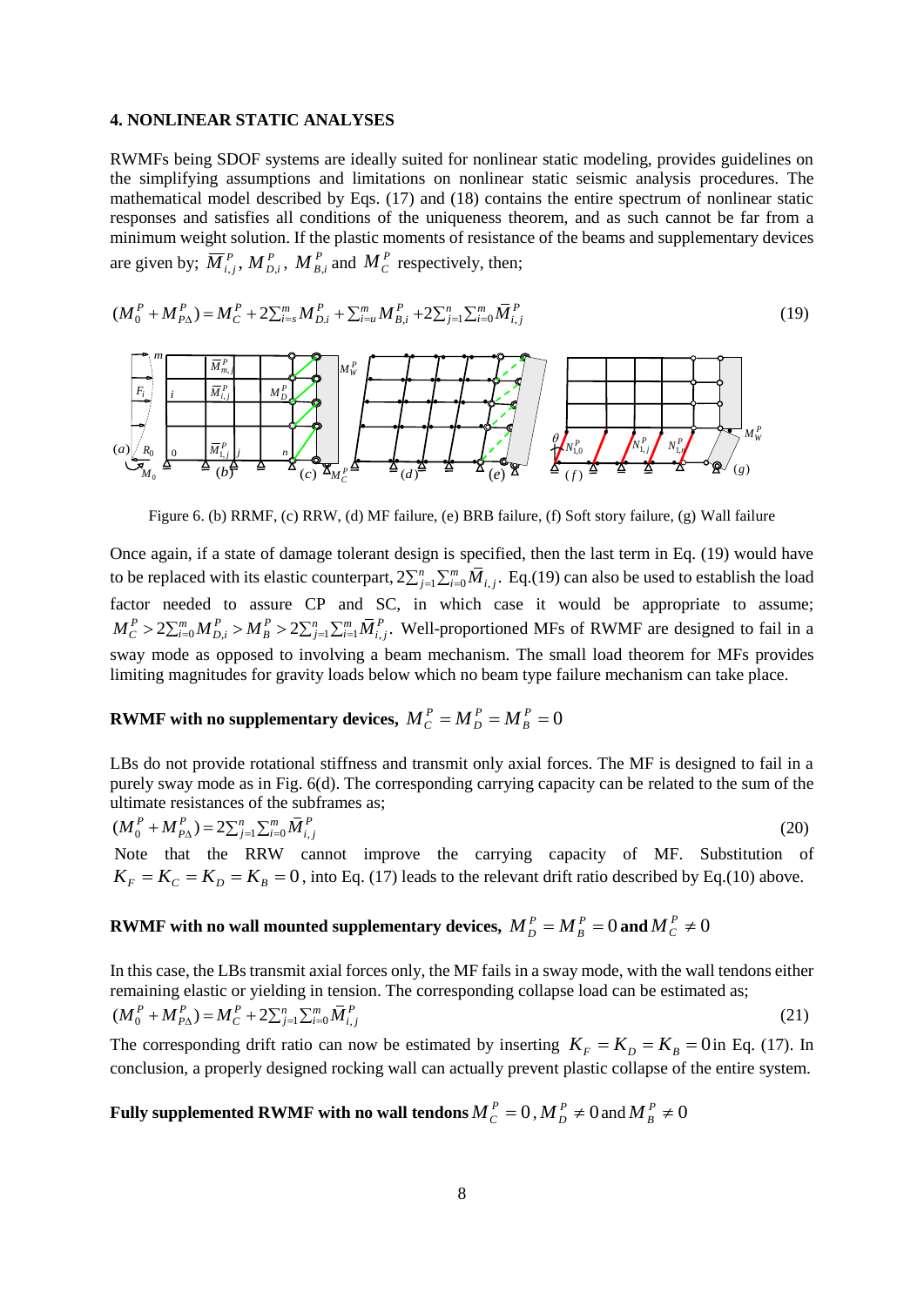## 4. NONLINEAR STATIC ANALYSES

RWMFs being SDOF systems are ideally suited for nonlinear static modeling, provides guidelines on the simplifying assumptions and limitations on nonlinear static seismic analysis procedures. The mathematical model described by Eqs. (17) and (18) contains the entire spectrum of nonlinear static responses and satisfies all conditions of the uniqueness theorem, and as such cannot be far from a minimum weight solution. If the plastic moments of resistance of the beams and supplementary devices are given by; $\overline{M}^P_{i,j}$, $M^P_{D,i}$, $M^P_{B,i}$ and $M^P_C$ respectively, then;

$$(M_0^P + M_{P\Delta}^P) = M_C^P + 2\sum_{i=s}^{m} M_{D,i}^P + \sum_{i=u}^{m} M_{B,i}^P + 2\sum_{j=1}^{n}\sum_{i=0}^{m} \overline{M}_{i,j}^P \tag{19}$$

Figure 6. (b) RRMF, (c) RRW, (d) MF failure, (e) BRB failure, (f) Soft story failure, (g) Wall failure

Once again, if a state of damage tolerant design is specified, then the last term in Eq. (19) would have to be replaced with its elastic counterpart, $2\sum_{j=1}^{n}\sum_{i=0}^{m}\overline{M}_{i,j}$. Eq.(19) can also be used to establish the load factor needed to assure CP and SC, in which case it would be appropriate to assume; $M_C^P > 2\sum_{i=0}^{m} M_{D,i}^P > M_B^P > 2\sum_{j=1}^{n}\sum_{i=1}^{m}\overline{M}_{i,j}^P$. Well-proportioned MFs of RWMF are designed to fail in a sway mode as opposed to involving a beam mechanism. The small load theorem for MFs provides limiting magnitudes for gravity loads below which no beam type failure mechanism can take place.

### RWMF with no supplementary devices, $M_C^P = M_D^P = M_B^P = 0$

LBs do not provide rotational stiffness and transmit only axial forces. The MF is designed to fail in a purely sway mode as in Fig. 6(d). The corresponding carrying capacity can be related to the sum of the ultimate resistances of the subframes as;

$$(M_0^P + M_{P\Delta}^P) = 2\sum_{j=1}^{n}\sum_{i=0}^{m}\overline{M}_{i,j}^P \tag{20}$$

Note that the RRW cannot improve the carrying capacity of MF. Substitution of $K_F = K_C = K_D = K_B = 0$, into Eq. (17) leads to the relevant drift ratio described by Eq.(10) above.

### RWMF with no wall mounted supplementary devices, $M_D^P = M_B^P = 0$ and $M_C^P \neq 0$

In this case, the LBs transmit axial forces only, the MF fails in a sway mode, with the wall tendons either remaining elastic or yielding in tension. The corresponding collapse load can be estimated as;

$$(M_0^P + M_{P\Delta}^P) = M_C^P + 2\sum_{j=1}^{n}\sum_{i=0}^{m}\overline{M}_{i,j}^P \tag{21}$$

The corresponding drift ratio can now be estimated by inserting $K_F = K_D = K_B = 0$ in Eq. (17). In conclusion, a properly designed rocking wall can actually prevent plastic collapse of the entire system.

### Fully supplemented RWMF with no wall tendons $M_C^P = 0$, $M_D^P \neq 0$ and $M_B^P \neq 0$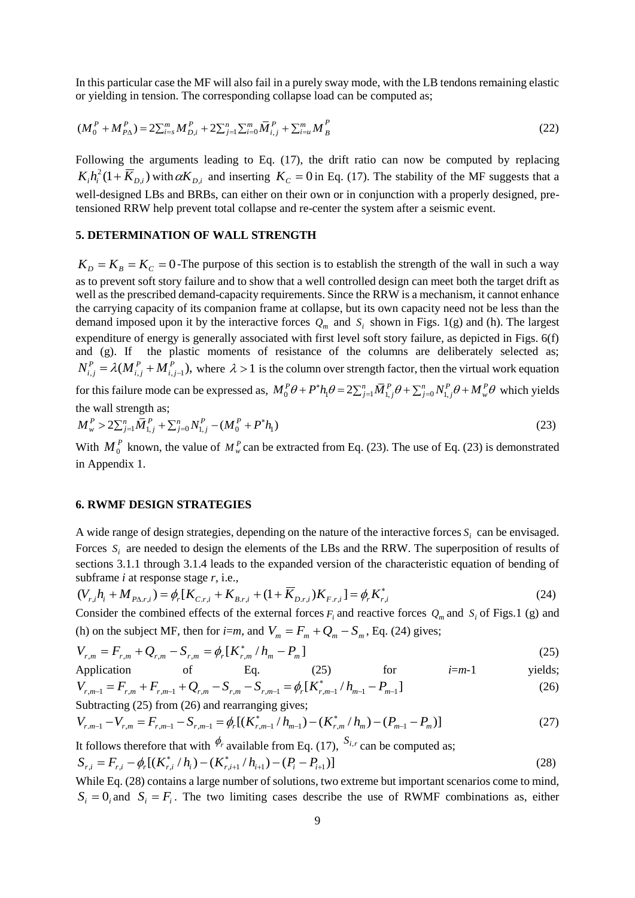In this particular case the MF will also fail in a purely sway mode, with the LB tendons remaining elastic or yielding in tension. The corresponding collapse load can be computed as;

$$(M_0^P + M_{P\Delta}^P) = 2\sum_{i=s}^{m} M_{D,i}^P + 2\sum_{j=1}^{n}\sum_{i=0}^{m} \bar{M}_{i,j}^P + \sum_{i=u}^{m} M_B^P \tag{22}$$

Following the arguments leading to Eq. (17), the drift ratio can now be computed by replacing $K_i h_i^2(1+\bar{K}_{D,i})$ with $\alpha K_{D,i}$ and inserting $K_C = 0$ in Eq. (17). The stability of the MF suggests that a well-designed LBs and BRBs, can either on their own or in conjunction with a properly designed, pre-tensioned RRW help prevent total collapse and re-center the system after a seismic event.

## 5. DETERMINATION OF WALL STRENGTH

$K_D = K_B = K_C = 0$-The purpose of this section is to establish the strength of the wall in such a way as to prevent soft story failure and to show that a well controlled design can meet both the target drift as well as the prescribed demand-capacity requirements. Since the RRW is a mechanism, it cannot enhance the carrying capacity of its companion frame at collapse, but its own capacity need not be less than the demand imposed upon it by the interactive forces $Q_m$ and $S_i$ shown in Figs. 1(g) and (h). The largest expenditure of energy is generally associated with first level soft story failure, as depicted in Figs. 6(f) and (g). If the plastic moments of resistance of the columns are deliberately selected as; $N_{i,j}^P = \lambda(M_{i,j}^P + M_{i,j-1}^P)$, where $\lambda > 1$ is the column over strength factor, then the virtual work equation for this failure mode can be expressed as, $M_0^P\theta + P^* h_1\theta = 2\sum_{j=1}^{n}\bar{M}_{1,j}^P\theta + \sum_{j=0}^{n} N_{1,j}^P\theta + M_w^P\theta$ which yields the wall strength as;

$$M_w^P > 2\sum_{j=1}^{n}\bar{M}_{1,j}^P + \sum_{j=0}^{n} N_{1,j}^P - (M_0^P + P^* h_1) \tag{23}$$

With $M_0^P$ known, the value of $M_w^P$ can be extracted from Eq. (23). The use of Eq. (23) is demonstrated in Appendix 1.

## 6. RWMF DESIGN STRATEGIES

A wide range of design strategies, depending on the nature of the interactive forces $S_i$ can be envisaged. Forces $S_i$ are needed to design the elements of the LBs and the RRW. The superposition of results of sections 3.1.1 through 3.1.4 leads to the expanded version of the characteristic equation of bending of subframe $i$ at response stage $r$, i.e.,

$$(V_{r,i} h_i + M_{P\Delta.r,i}) = \phi_r[K_{C.r,i} + K_{B.r,i} + (1+\bar{K}_{D.r,i})K_{F.r,i}] = \phi_r K_{r,i}^* \tag{24}$$

Consider the combined effects of the external forces $F_i$ and reactive forces $Q_m$ and $S_i$ of Figs.1 (g) and (h) on the subject MF, then for $i$=$m$, and $V_m = F_m + Q_m - S_m$, Eq. (24) gives;

$$V_{r,m} = F_{r,m} + Q_{r,m} - S_{r,m} = \phi_r[K_{r,m}^*/h_m - P_m] \tag{25}$$

Application of Eq. (25) for $i$=$m$-1 yields;

$$V_{r,m-1} = F_{r,m} + F_{r,m-1} + Q_{r,m} - S_{r,m} - S_{r,m-1} = \phi_r[K_{r,m-1}^*/h_{m-1} - P_{m-1}] \tag{26}$$

Subtracting (25) from (26) and rearranging gives;

$$V_{r.m-1} - V_{r,m} = F_{r,m-1} - S_{r,m-1} = \phi_r[(K_{r,m-1}^*/h_{m-1}) - (K_{r,m}^*/h_m) - (P_{m-1} - P_m)] \tag{27}$$

It follows therefore that with $\phi_r$ available from Eq. (17), $S_{i,r}$ can be computed as;

$$S_{r,i} = F_{r,i} - \phi_r[(K_{r,i}^*/h_i) - (K_{r,i+1}^*/h_{i+1}) - (P_i - P_{i+1})] \tag{28}$$

While Eq. (28) contains a large number of solutions, two extreme but important scenarios come to mind, $S_i = 0_i$ and $S_i = F_i$. The two limiting cases describe the use of RWMF combinations as, either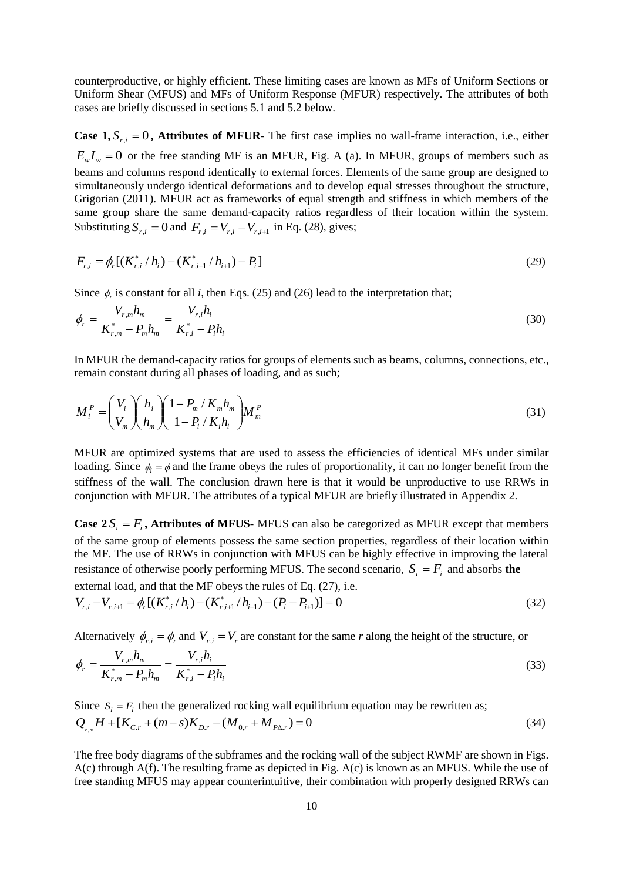counterproductive, or highly efficient. These limiting cases are known as MFs of Uniform Sections or Uniform Shear (MFUS) and MFs of Uniform Response (MFUR) respectively. The attributes of both cases are briefly discussed in sections 5.1 and 5.2 below.

**Case 1, $S_{r,i} = 0$, Attributes of MFUR**- The first case implies no wall-frame interaction, i.e., either $E_w I_w = 0$ or the free standing MF is an MFUR, Fig. A (a). In MFUR, groups of members such as beams and columns respond identically to external forces. Elements of the same group are designed to simultaneously undergo identical deformations and to develop equal stresses throughout the structure, Grigorian (2011). MFUR act as frameworks of equal strength and stiffness in which members of the same group share the same demand-capacity ratios regardless of their location within the system. Substituting $S_{r,i} = 0$ and $F_{r,i} = V_{r,i} - V_{r,i+1}$ in Eq. (28), gives;

$$F_{r,i} = \phi_r [(K^*_{r,i} / h_i) - (K^*_{r,i+1} / h_{i+1}) - P_i] \tag{29}$$

Since $\phi_r$ is constant for all *i*, then Eqs. (25) and (26) lead to the interpretation that;

$$\phi_r = \frac{V_{r,m} h_m}{K^*_{r,m} - P_m h_m} = \frac{V_{r,i} h_i}{K^*_{r,i} - P_i h_i} \tag{30}$$

In MFUR the demand-capacity ratios for groups of elements such as beams, columns, connections, etc., remain constant during all phases of loading, and as such;

$$M_i^P = \left(\frac{V_i}{V_m}\right)\left(\frac{h_i}{h_m}\right)\left(\frac{1 - P_m / K_m h_m}{1 - P_i / K_i h_i}\right) M_m^P \tag{31}$$

MFUR are optimized systems that are used to assess the efficiencies of identical MFs under similar loading. Since $\phi_i = \phi$ and the frame obeys the rules of proportionality, it can no longer benefit from the stiffness of the wall. The conclusion drawn here is that it would be unproductive to use RRWs in conjunction with MFUR. The attributes of a typical MFUR are briefly illustrated in Appendix 2.

**Case 2 $S_i = F_i$, Attributes of MFUS**- MFUS can also be categorized as MFUR except that members of the same group of elements possess the same section properties, regardless of their location within the MF. The use of RRWs in conjunction with MFUS can be highly effective in improving the lateral resistance of otherwise poorly performing MFUS. The second scenario, $S_i = F_i$ and absorbs **the** external load, and that the MF obeys the rules of Eq. (27), i.e.

$$V_{r,i} - V_{r,i+1} = \phi_r [(K^*_{r,i} / h_i) - (K^*_{r,i+1} / h_{i+1}) - (P_i - P_{i+1})] = 0 \tag{32}$$

Alternatively $\phi_{r,i} = \phi_r$ and $V_{r,i} = V_r$ are constant for the same *r* along the height of the structure, or

$$\phi_r = \frac{V_{r,m} h_m}{K^*_{r,m} - P_m h_m} = \frac{V_{r,i} h_i}{K^*_{r,i} - P_i h_i} \tag{33}$$

Since $S_i = F_i$ then the generalized rocking wall equilibrium equation may be rewritten as;

$$Q_{r,m} H + [K_{C.r} + (m - s) K_{D.r} - (M_{0,r} + M_{P\Delta.r}) = 0 \tag{34}$$

The free body diagrams of the subframes and the rocking wall of the subject RWMF are shown in Figs. A(c) through A(f). The resulting frame as depicted in Fig. A(c) is known as an MFUS. While the use of free standing MFUS may appear counterintuitive, their combination with properly designed RRWs can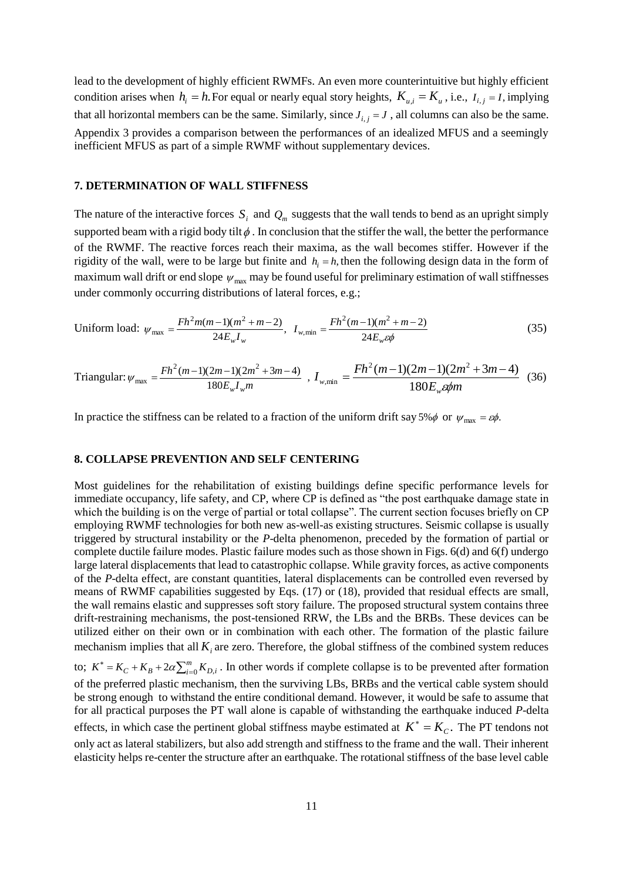lead to the development of highly efficient RWMFs. An even more counterintuitive but highly efficient condition arises when $h_i = h$. For equal or nearly equal story heights, $K_{u,i} = K_u$, i.e., $I_{i,j} = I$, implying that all horizontal members can be the same. Similarly, since $J_{i,j} = J$, all columns can also be the same. Appendix 3 provides a comparison between the performances of an idealized MFUS and a seemingly inefficient MFUS as part of a simple RWMF without supplementary devices.

## 7. DETERMINATION OF WALL STIFFNESS

The nature of the interactive forces $S_i$ and $Q_m$ suggests that the wall tends to bend as an upright simply supported beam with a rigid body tilt $\phi$. In conclusion that the stiffer the wall, the better the performance of the RWMF. The reactive forces reach their maxima, as the wall becomes stiffer. However if the rigidity of the wall, were to be large but finite and $h_i = h$, then the following design data in the form of maximum wall drift or end slope $\psi_{\max}$ may be found useful for preliminary estimation of wall stiffnesses under commonly occurring distributions of lateral forces, e.g.;

Uniform load: $\psi_{\max} = \dfrac{Fh^2 m(m-1)(m^2+m-2)}{24E_w I_w}$, $I_{w,\min} = \dfrac{Fh^2(m-1)(m^2+m-2)}{24E_w \varepsilon\phi}$ (35)

Triangular: $\psi_{\max} = \dfrac{Fh^2(m-1)(2m-1)(2m^2+3m-4)}{180E_w I_w m}$ , $I_{w,\min} = \dfrac{Fh^2(m-1)(2m-1)(2m^2+3m-4)}{180E_w \varepsilon\phi m}$ (36)

In practice the stiffness can be related to a fraction of the uniform drift say $5\%\phi$ or $\psi_{\max} = \varepsilon\phi$.

## 8. COLLAPSE PREVENTION AND SELF CENTERING

Most guidelines for the rehabilitation of existing buildings define specific performance levels for immediate occupancy, life safety, and CP, where CP is defined as "the post earthquake damage state in which the building is on the verge of partial or total collapse". The current section focuses briefly on CP employing RWMF technologies for both new as-well-as existing structures. Seismic collapse is usually triggered by structural instability or the *P*-delta phenomenon, preceded by the formation of partial or complete ductile failure modes. Plastic failure modes such as those shown in Figs. 6(d) and 6(f) undergo large lateral displacements that lead to catastrophic collapse. While gravity forces, as active components of the *P*-delta effect, are constant quantities, lateral displacements can be controlled even reversed by means of RWMF capabilities suggested by Eqs. (17) or (18), provided that residual effects are small, the wall remains elastic and suppresses soft story failure. The proposed structural system contains three drift-restraining mechanisms, the post-tensioned RRW, the LBs and the BRBs. These devices can be utilized either on their own or in combination with each other. The formation of the plastic failure mechanism implies that all $K_i$ are zero. Therefore, the global stiffness of the combined system reduces to; $K^* = K_C + K_B + 2\alpha\sum_{i=0}^{m} K_{D,i}$. In other words if complete collapse is to be prevented after formation of the preferred plastic mechanism, then the surviving LBs, BRBs and the vertical cable system should be strong enough to withstand the entire conditional demand. However, it would be safe to assume that for all practical purposes the PT wall alone is capable of withstanding the earthquake induced *P*-delta effects, in which case the pertinent global stiffness maybe estimated at $K^* = K_C$. The PT tendons not only act as lateral stabilizers, but also add strength and stiffness to the frame and the wall. Their inherent elasticity helps re-center the structure after an earthquake. The rotational stiffness of the base level cable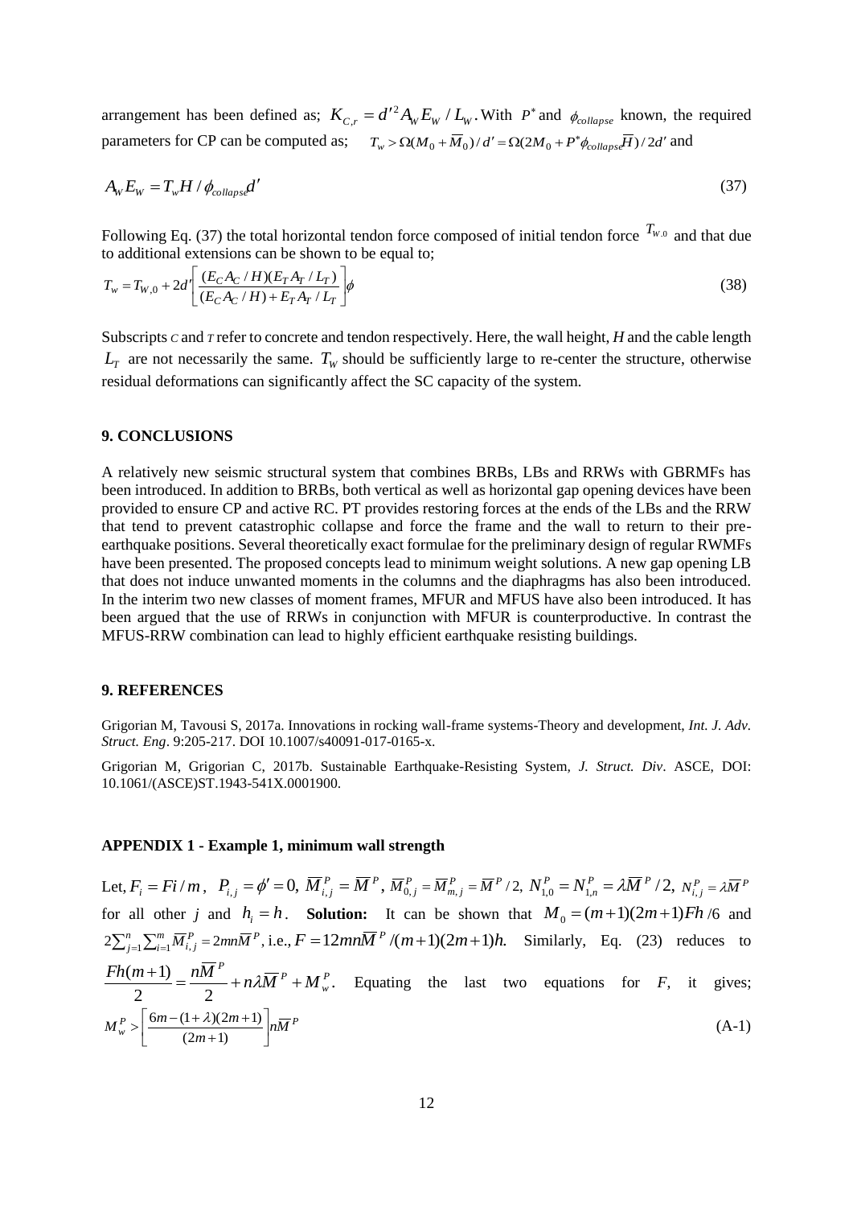arrangement has been defined as; $K_{C,r} = d'^2 A_W E_W / L_W$. With $P^*$ and $\phi_{collapse}$ known, the required parameters for CP can be computed as; $T_w > \Omega(M_0 + \overline{M}_0)/d' = \Omega(2M_0 + P^*\phi_{collapse}\overline{H})/2d'$ and

$$A_W E_W = T_w H / \phi_{collapse} d' \tag{37}$$

Following Eq. (37) the total horizontal tendon force composed of initial tendon force $T_{W.0}$ and that due to additional extensions can be shown to be equal to;

$$T_w = T_{W,0} + 2d'\left[\frac{(E_C A_C / H)(E_T A_T / L_T)}{(E_C A_C / H) + E_T A_T / L_T}\right]\phi \tag{38}$$

Subscripts $C$ and $T$ refer to concrete and tendon respectively. Here, the wall height, $H$ and the cable length $L_T$ are not necessarily the same. $T_W$ should be sufficiently large to re-center the structure, otherwise residual deformations can significantly affect the SC capacity of the system.

## 9. CONCLUSIONS

A relatively new seismic structural system that combines BRBs, LBs and RRWs with GBRMFs has been introduced. In addition to BRBs, both vertical as well as horizontal gap opening devices have been provided to ensure CP and active RC. PT provides restoring forces at the ends of the LBs and the RRW that tend to prevent catastrophic collapse and force the frame and the wall to return to their pre-earthquake positions. Several theoretically exact formulae for the preliminary design of regular RWMFs have been presented. The proposed concepts lead to minimum weight solutions. A new gap opening LB that does not induce unwanted moments in the columns and the diaphragms has also been introduced. In the interim two new classes of moment frames, MFUR and MFUS have also been introduced. It has been argued that the use of RRWs in conjunction with MFUR is counterproductive. In contrast the MFUS-RRW combination can lead to highly efficient earthquake resisting buildings.

## 9. REFERENCES

Grigorian M, Tavousi S, 2017a. Innovations in rocking wall-frame systems-Theory and development, *Int. J. Adv. Struct. Eng*. 9:205-217. DOI 10.1007/s40091-017-0165-x.

Grigorian M, Grigorian C, 2017b. Sustainable Earthquake-Resisting System, *J. Struct. Div*. ASCE, DOI: 10.1061/(ASCE)ST.1943-541X.0001900.

## APPENDIX 1 - Example 1, minimum wall strength

Let, $F_i = Fi/m$, $P_{i,j} = \phi' = 0$, $\overline{M}^P_{i,j} = \overline{M}^P$, $\overline{M}^P_{0,j} = \overline{M}^P_{m,j} = \overline{M}^P/2$, $N^P_{1,0} = N^P_{1,n} = \lambda\overline{M}^P/2$, $N^P_{i,j} = \lambda\overline{M}^P$ for all other $j$ and $h_i = h$. **Solution:** It can be shown that $M_0 = (m+1)(2m+1)Fh/6$ and $2\sum_{j=1}^{n}\sum_{i=1}^{m}\overline{M}^P_{i,j} = 2mn\overline{M}^P$, i.e., $F = 12mn\overline{M}^P/(m+1)(2m+1)h$. Similarly, Eq. (23) reduces to $\dfrac{Fh(m+1)}{2} = \dfrac{n\overline{M}^P}{2} + n\lambda\overline{M}^P + M^P_w$. Equating the last two equations for $F$, it gives;

$$M^P_w > \left[\frac{6m-(1+\lambda)(2m+1)}{(2m+1)}\right]n\overline{M}^P \tag{A-1}$$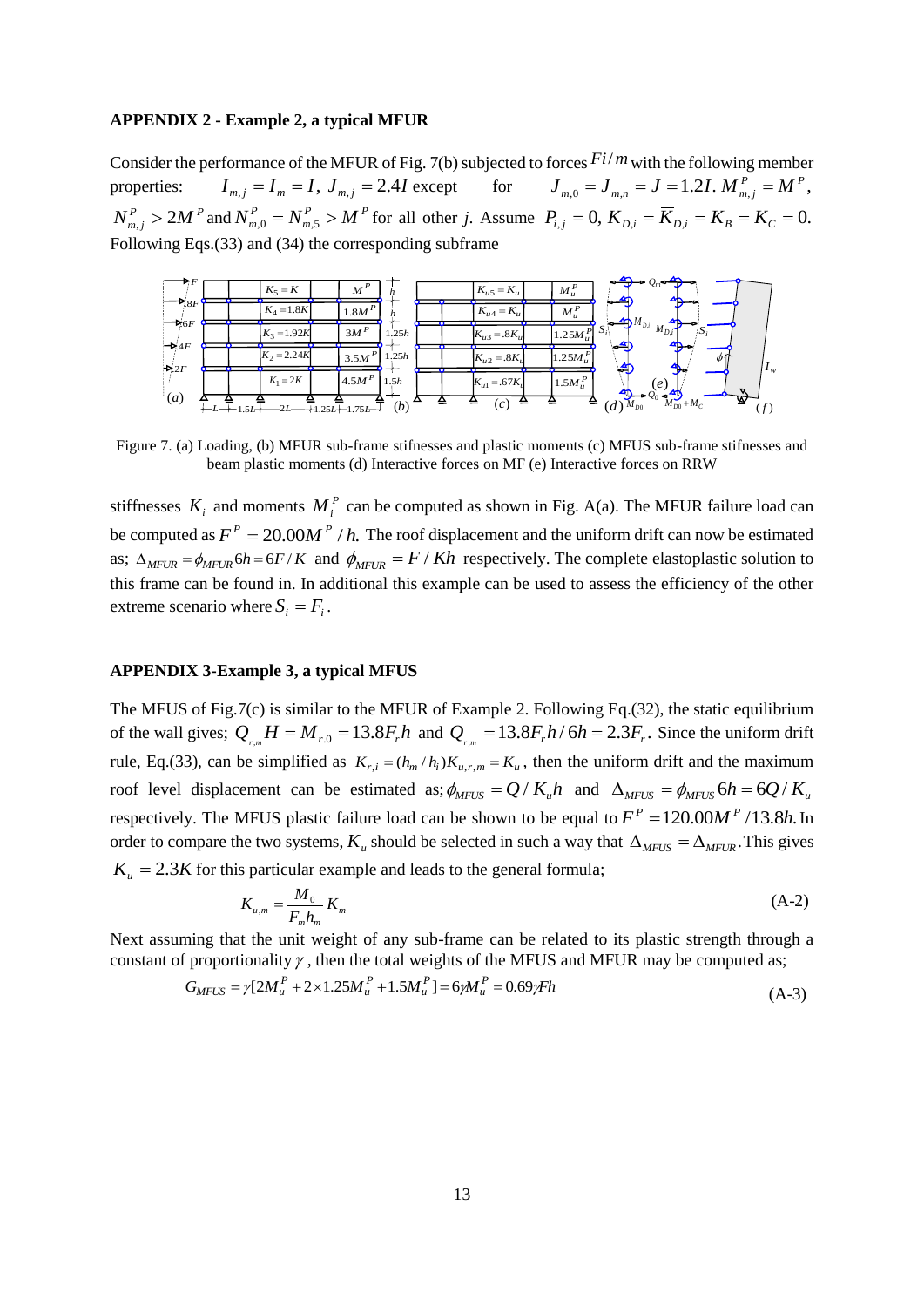#### APPENDIX 2 - Example 2, a typical MFUR

Consider the performance of the MFUR of Fig. 7(b) subjected to forces $Fi/m$ with the following member properties: $I_{m,j} = I_m = I,\ J_{m,j} = 2.4I$ except for $J_{m,0} = J_{m,n} = J = 1.2I$. $M^P_{m,j} = M^P$, $N^P_{m,j} > 2M^P$ and $N^P_{m,0} = N^P_{m,5} > M^P$ for all other $j$. Assume $P_{i,j} = 0,\ K_{D,i} = \overline{K}_{D,i} = K_B = K_C = 0.$ Following Eqs.(33) and (34) the corresponding subframe

F
.8F
.6F
.4F
.2F
(a)
$K_5 = K$
$K_4 = 1.8K$
$K_3 = 1.92K$
$K_2 = 2.24K$
$K_1 = 2K$
$M^P$
$1.8M^P$
$3M^P$
$3.5M^P$
$4.5M^P$
h
h
1.25h
1.25h
1.5h
L 1.5L 2L 1.25L 1.75L
(b)
$K_{u5} = K_u$
$K_{u4} = K_u$
$K_{u3} = .8K_u$
$K_{u2} = .8K_u$
$K_{u1} = .67K_u$
$M^P_u$
$M^P_u$
$1.25M^P_u$
$1.25M^P_u$
$1.5M^P_u$
(c)
$Q_m$
$S_i$
$M_{D,i}$
$M_{D,i}$
$S_i$
(d)
$M_{D0}$
$Q_0$
$M_{D0} + M_C$
(e)
$\phi$
$I_w$
(f)

Figure 7. (a) Loading, (b) MFUR sub-frame stifnesses and plastic moments (c) MFUS sub-frame stiffnesses and beam plastic moments (d) Interactive forces on MF (e) Interactive forces on RRW

stiffnesses $K_i$ and moments $M^P_i$ can be computed as shown in Fig. A(a). The MFUR failure load can be computed as $F^P = 20.00M^P / h.$ The roof displacement and the uniform drift can now be estimated as; $\Delta_{MFUR} = \phi_{MFUR} 6h = 6F / K$ and $\phi_{MFUR} = F / Kh$ respectively. The complete elastoplastic solution to this frame can be found in. In additional this example can be used to assess the efficiency of the other extreme scenario where $S_i = F_i$.

#### APPENDIX 3-Example 3, a typical MFUS

The MFUS of Fig.7(c) is similar to the MFUR of Example 2. Following Eq.(32), the static equilibrium of the wall gives; $Q_{r,m} H = M_{r.0} = 13.8F_r h$ and $Q_{r,m} = 13.8F_r h / 6h = 2.3F_r$. Since the uniform drift rule, Eq.(33), can be simplified as $K_{r,i} = (h_m / h_i) K_{u,r,m} = K_u$, then the uniform drift and the maximum roof level displacement can be estimated as; $\phi_{MFUS} = Q / K_u h$ and $\Delta_{MFUS} = \phi_{MFUS} 6h = 6Q / K_u$ respectively. The MFUS plastic failure load can be shown to be equal to $F^P = 120.00M^P / 13.8h.$ In order to compare the two systems, $K_u$ should be selected in such a way that $\Delta_{MFUS} = \Delta_{MFUR}$. This gives $K_u = 2.3K$ for this particular example and leads to the general formula;

$$K_{u,m} = \frac{M_0}{F_m h_m} K_m \tag{A-2}$$

Next assuming that the unit weight of any sub-frame can be related to its plastic strength through a constant of proportionality $\gamma$, then the total weights of the MFUS and MFUR may be computed as;

$$G_{MFUS} = \gamma[2M^P_u + 2\times 1.25M^P_u + 1.5M^P_u] = 6\gamma M^P_u = 0.69\gamma Fh \tag{A-3}$$